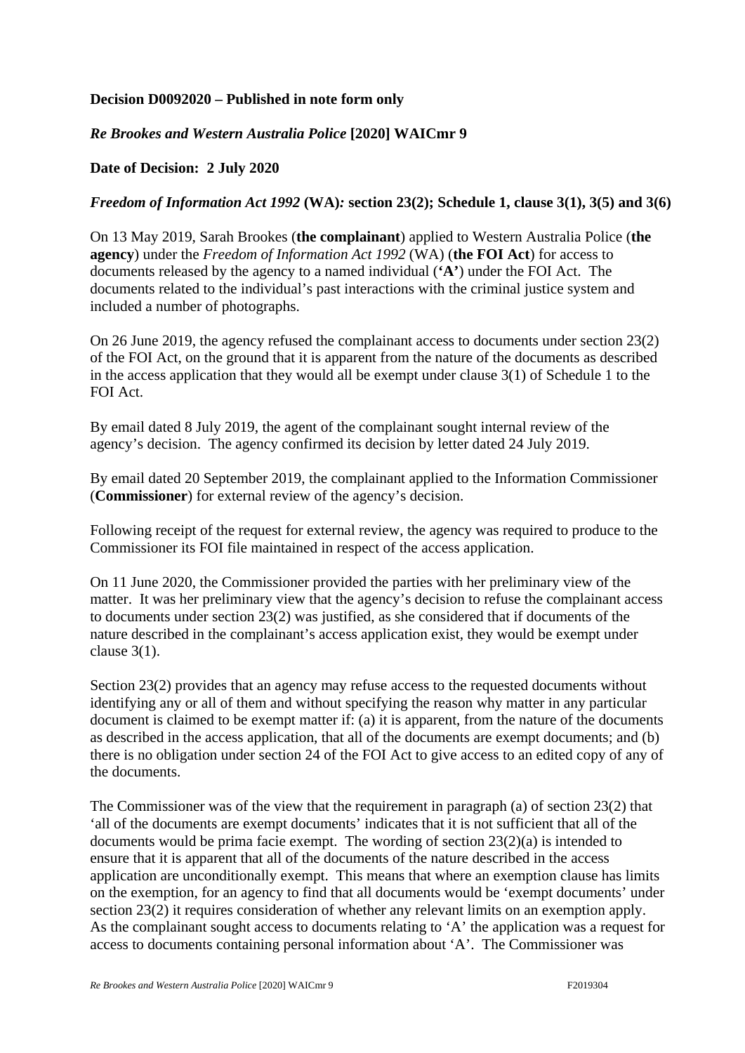**Decision D0092020 – Published in note form only**

***Re Brookes and Western Australia Police* [2020] WAICmr 9**

**Date of Decision: 2 July 2020**

***Freedom of Information Act 1992* (WA)*:* section 23(2); Schedule 1, clause 3(1), 3(5) and 3(6)**

On 13 May 2019, Sarah Brookes (**the complainant**) applied to Western Australia Police (**the agency**) under the *Freedom of Information Act 1992* (WA) (**the FOI Act**) for access to documents released by the agency to a named individual (**'A'**) under the FOI Act. The documents related to the individual's past interactions with the criminal justice system and included a number of photographs.

On 26 June 2019, the agency refused the complainant access to documents under section 23(2) of the FOI Act, on the ground that it is apparent from the nature of the documents as described in the access application that they would all be exempt under clause 3(1) of Schedule 1 to the FOI Act.

By email dated 8 July 2019, the agent of the complainant sought internal review of the agency's decision. The agency confirmed its decision by letter dated 24 July 2019.

By email dated 20 September 2019, the complainant applied to the Information Commissioner (**Commissioner**) for external review of the agency's decision.

Following receipt of the request for external review, the agency was required to produce to the Commissioner its FOI file maintained in respect of the access application.

On 11 June 2020, the Commissioner provided the parties with her preliminary view of the matter. It was her preliminary view that the agency's decision to refuse the complainant access to documents under section 23(2) was justified, as she considered that if documents of the nature described in the complainant's access application exist, they would be exempt under clause 3(1).

Section 23(2) provides that an agency may refuse access to the requested documents without identifying any or all of them and without specifying the reason why matter in any particular document is claimed to be exempt matter if: (a) it is apparent, from the nature of the documents as described in the access application, that all of the documents are exempt documents; and (b) there is no obligation under section 24 of the FOI Act to give access to an edited copy of any of the documents.

The Commissioner was of the view that the requirement in paragraph (a) of section 23(2) that 'all of the documents are exempt documents' indicates that it is not sufficient that all of the documents would be prima facie exempt. The wording of section 23(2)(a) is intended to ensure that it is apparent that all of the documents of the nature described in the access application are unconditionally exempt. This means that where an exemption clause has limits on the exemption, for an agency to find that all documents would be 'exempt documents' under section 23(2) it requires consideration of whether any relevant limits on an exemption apply. As the complainant sought access to documents relating to 'A' the application was a request for access to documents containing personal information about 'A'. The Commissioner was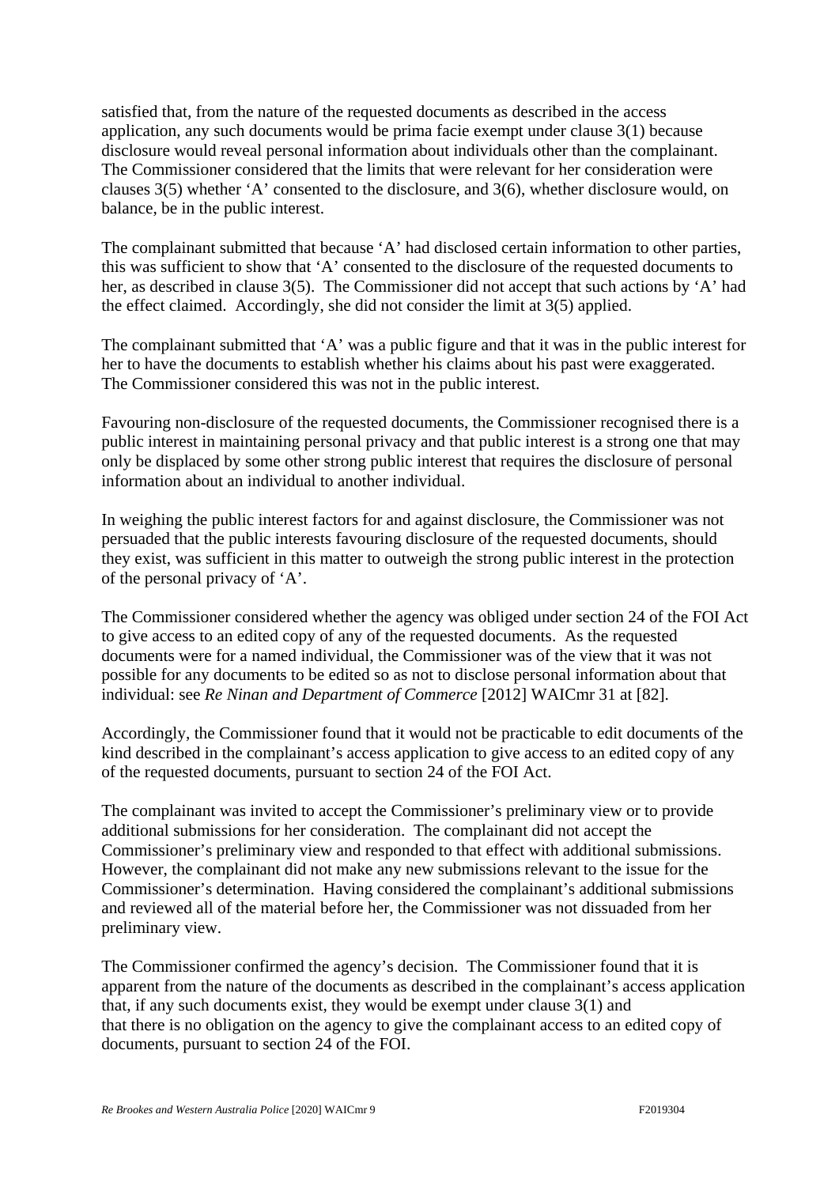satisfied that, from the nature of the requested documents as described in the access application, any such documents would be prima facie exempt under clause 3(1) because disclosure would reveal personal information about individuals other than the complainant. The Commissioner considered that the limits that were relevant for her consideration were clauses 3(5) whether 'A' consented to the disclosure, and 3(6), whether disclosure would, on balance, be in the public interest.

The complainant submitted that because 'A' had disclosed certain information to other parties, this was sufficient to show that 'A' consented to the disclosure of the requested documents to her, as described in clause 3(5). The Commissioner did not accept that such actions by 'A' had the effect claimed. Accordingly, she did not consider the limit at 3(5) applied.

The complainant submitted that 'A' was a public figure and that it was in the public interest for her to have the documents to establish whether his claims about his past were exaggerated. The Commissioner considered this was not in the public interest.

Favouring non-disclosure of the requested documents, the Commissioner recognised there is a public interest in maintaining personal privacy and that public interest is a strong one that may only be displaced by some other strong public interest that requires the disclosure of personal information about an individual to another individual.

In weighing the public interest factors for and against disclosure, the Commissioner was not persuaded that the public interests favouring disclosure of the requested documents, should they exist, was sufficient in this matter to outweigh the strong public interest in the protection of the personal privacy of 'A'.

The Commissioner considered whether the agency was obliged under section 24 of the FOI Act to give access to an edited copy of any of the requested documents. As the requested documents were for a named individual, the Commissioner was of the view that it was not possible for any documents to be edited so as not to disclose personal information about that individual: see *Re Ninan and Department of Commerce* [2012] WAICmr 31 at [82].

Accordingly, the Commissioner found that it would not be practicable to edit documents of the kind described in the complainant's access application to give access to an edited copy of any of the requested documents, pursuant to section 24 of the FOI Act.

The complainant was invited to accept the Commissioner's preliminary view or to provide additional submissions for her consideration. The complainant did not accept the Commissioner's preliminary view and responded to that effect with additional submissions. However, the complainant did not make any new submissions relevant to the issue for the Commissioner's determination. Having considered the complainant's additional submissions and reviewed all of the material before her, the Commissioner was not dissuaded from her preliminary view.

The Commissioner confirmed the agency's decision. The Commissioner found that it is apparent from the nature of the documents as described in the complainant's access application that, if any such documents exist, they would be exempt under clause 3(1) and that there is no obligation on the agency to give the complainant access to an edited copy of documents, pursuant to section 24 of the FOI.